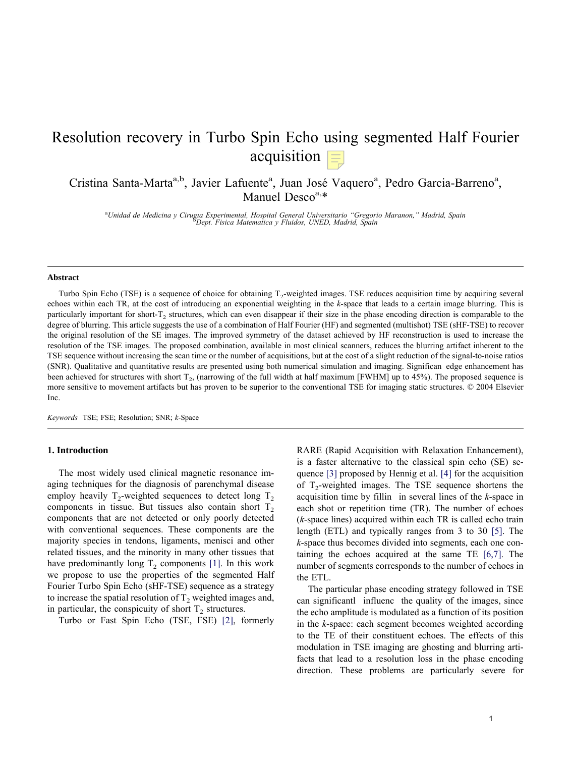# Resolution recovery in Turbo Spin Echo using segmented Half Fourier acquisition

Cristina Santa-Marta[a,b], Javier Lafuente[a], Juan José Vaquero[a], Pedro Garcia-Barreno[a], Manuel Desco[a,*]

[a]Unidad de Medicina y Cirugia Experimental, Hospital General Universitario "Gregorio Maranon," Madrid, Spain
[b]Dept. Fisica Matematica y Fluidos, UNED, Madrid, Spain

---

**Abstract**

Turbo Spin Echo (TSE) is a sequence of choice for obtaining $T_2$-weighted images. TSE reduces acquisition time by acquiring several echoes within each TR, at the cost of introducing an exponential weighting in the *k*-space that leads to a certain image blurring. This is particularly important for short-$T_2$ structures, which can even disappear if their size in the phase encoding direction is comparable to the degree of blurring. This article suggests the use of a combination of Half Fourier (HF) and segmented (multishot) TSE (sHF-TSE) to recover the original resolution of the SE images. The improved symmetry of the dataset achieved by HF reconstruction is used to increase the resolution of the TSE images. The proposed combination, available in most clinical scanners, reduces the blurring artifact inherent to the TSE sequence without increasing the scan time or the number of acquisitions, but at the cost of a slight reduction of the signal-to-noise ratios (SNR). Qualitative and quantitative results are presented using both numerical simulation and imaging. Significan edge enhancement has been achieved for structures with short $T_2$, (narrowing of the full width at half maximum [FWHM] up to 45%). The proposed sequence is more sensitive to movement artifacts but has proven to be superior to the conventional TSE for imaging static structures. © 2004 Elsevier Inc.

*Keywords* TSE; FSE; Resolution; SNR; *k*-Space

---

## 1. Introduction

The most widely used clinical magnetic resonance imaging techniques for the diagnosis of parenchymal disease employ heavily $T_2$-weighted sequences to detect long $T_2$ components in tissue. But tissues also contain short $T_2$ components that are not detected or only poorly detected with conventional sequences. These components are the majority species in tendons, ligaments, menisci and other related tissues, and the minority in many other tissues that have predominantly long $T_2$ components [1]. In this work we propose to use the properties of the segmented Half Fourier Turbo Spin Echo (sHF-TSE) sequence as a strategy to increase the spatial resolution of $T_2$ weighted images and, in particular, the conspicuity of short $T_2$ structures.

Turbo or Fast Spin Echo (TSE, FSE) [2], formerly RARE (Rapid Acquisition with Relaxation Enhancement), is a faster alternative to the classical spin echo (SE) sequence [3] proposed by Hennig et al. [4] for the acquisition of $T_2$-weighted images. The TSE sequence shortens the acquisition time by fillin in several lines of the *k*-space in each shot or repetition time (TR). The number of echoes (*k*-space lines) acquired within each TR is called echo train length (ETL) and typically ranges from 3 to 30 [5]. The *k*-space thus becomes divided into segments, each one containing the echoes acquired at the same TE [6,7]. The number of segments corresponds to the number of echoes in the ETL.

The particular phase encoding strategy followed in TSE can significantl influenc the quality of the images, since the echo amplitude is modulated as a function of its position in the *k*-space: each segment becomes weighted according to the TE of their constituent echoes. The effects of this modulation in TSE imaging are ghosting and blurring artifacts that lead to a resolution loss in the phase encoding direction. These problems are particularly severe for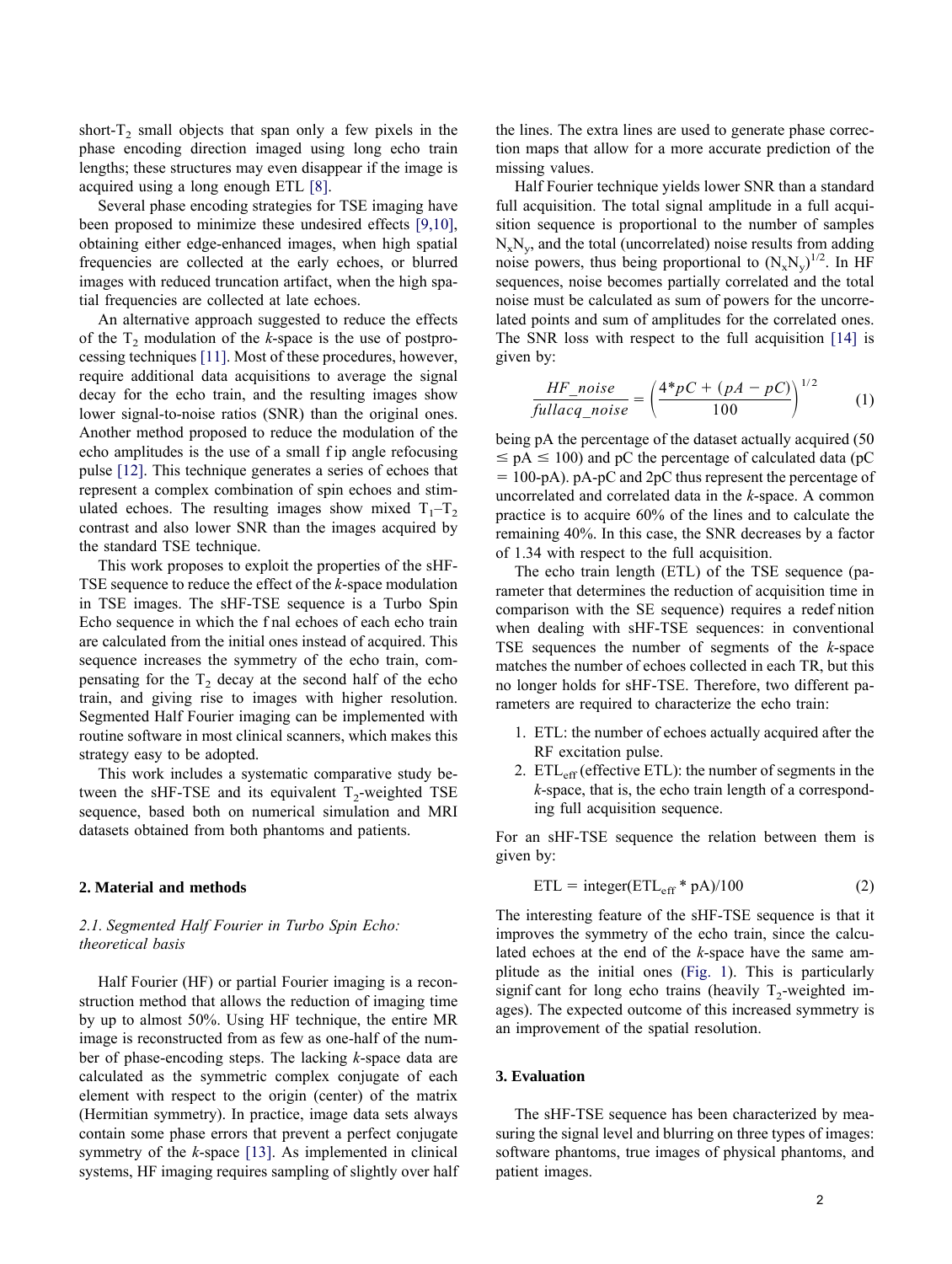short-$T_2$ small objects that span only a few pixels in the phase encoding direction imaged using long echo train lengths; these structures may even disappear if the image is acquired using a long enough ETL [8].

Several phase encoding strategies for TSE imaging have been proposed to minimize these undesired effects [9,10], obtaining either edge-enhanced images, when high spatial frequencies are collected at the early echoes, or blurred images with reduced truncation artifact, when the high spatial frequencies are collected at late echoes.

An alternative approach suggested to reduce the effects of the $T_2$ modulation of the *k*-space is the use of postprocessing techniques [11]. Most of these procedures, however, require additional data acquisitions to average the signal decay for the echo train, and the resulting images show lower signal-to-noise ratios (SNR) than the original ones. Another method proposed to reduce the modulation of the echo amplitudes is the use of a small flip angle refocusing pulse [12]. This technique generates a series of echoes that represent a complex combination of spin echoes and stimulated echoes. The resulting images show mixed $T_1$–$T_2$ contrast and also lower SNR than the images acquired by the standard TSE technique.

This work proposes to exploit the properties of the sHF-TSE sequence to reduce the effect of the *k*-space modulation in TSE images. The sHF-TSE sequence is a Turbo Spin Echo sequence in which the final echoes of each echo train are calculated from the initial ones instead of acquired. This sequence increases the symmetry of the echo train, compensating for the $T_2$ decay at the second half of the echo train, and giving rise to images with higher resolution. Segmented Half Fourier imaging can be implemented with routine software in most clinical scanners, which makes this strategy easy to be adopted.

This work includes a systematic comparative study between the sHF-TSE and its equivalent $T_2$-weighted TSE sequence, based both on numerical simulation and MRI datasets obtained from both phantoms and patients.

## 2. Material and methods

### 2.1. Segmented Half Fourier in Turbo Spin Echo: theoretical basis

Half Fourier (HF) or partial Fourier imaging is a reconstruction method that allows the reduction of imaging time by up to almost 50%. Using HF technique, the entire MR image is reconstructed from as few as one-half of the number of phase-encoding steps. The lacking *k*-space data are calculated as the symmetric complex conjugate of each element with respect to the origin (center) of the matrix (Hermitian symmetry). In practice, image data sets always contain some phase errors that prevent a perfect conjugate symmetry of the *k*-space [13]. As implemented in clinical systems, HF imaging requires sampling of slightly over half the lines. The extra lines are used to generate phase correction maps that allow for a more accurate prediction of the missing values.

Half Fourier technique yields lower SNR than a standard full acquisition. The total signal amplitude in a full acquisition sequence is proportional to the number of samples $N_xN_y$, and the total (uncorrelated) noise results from adding noise powers, thus being proportional to $(N_xN_y)^{1/2}$. In HF sequences, noise becomes partially correlated and the total noise must be calculated as sum of powers for the uncorrelated points and sum of amplitudes for the correlated ones. The SNR loss with respect to the full acquisition [14] is given by:

$$\frac{HF\_noise}{fullacq\_noise} = \left(\frac{4*pC + (pA - pC)}{100}\right)^{1/2} \tag{1}$$

being pA the percentage of the dataset actually acquired ($50 \leq pA \leq 100$) and pC the percentage of calculated data ($pC = 100\text{-}pA$). pA-pC and 2pC thus represent the percentage of uncorrelated and correlated data in the *k*-space. A common practice is to acquire 60% of the lines and to calculate the remaining 40%. In this case, the SNR decreases by a factor of 1.34 with respect to the full acquisition.

The echo train length (ETL) of the TSE sequence (parameter that determines the reduction of acquisition time in comparison with the SE sequence) requires a redefinition when dealing with sHF-TSE sequences: in conventional TSE sequences the number of segments of the *k*-space matches the number of echoes collected in each TR, but this no longer holds for sHF-TSE. Therefore, two different parameters are required to characterize the echo train:

1. ETL: the number of echoes actually acquired after the RF excitation pulse.
2. $ETL_{eff}$ (effective ETL): the number of segments in the *k*-space, that is, the echo train length of a corresponding full acquisition sequence.

For an sHF-TSE sequence the relation between them is given by:

$$\text{ETL} = \text{integer}(\text{ETL}_{\text{eff}} * \text{pA})/100 \tag{2}$$

The interesting feature of the sHF-TSE sequence is that it improves the symmetry of the echo train, since the calculated echoes at the end of the *k*-space have the same amplitude as the initial ones (Fig. 1). This is particularly significant for long echo trains (heavily $T_2$-weighted images). The expected outcome of this increased symmetry is an improvement of the spatial resolution.

## 3. Evaluation

The sHF-TSE sequence has been characterized by measuring the signal level and blurring on three types of images: software phantoms, true images of physical phantoms, and patient images.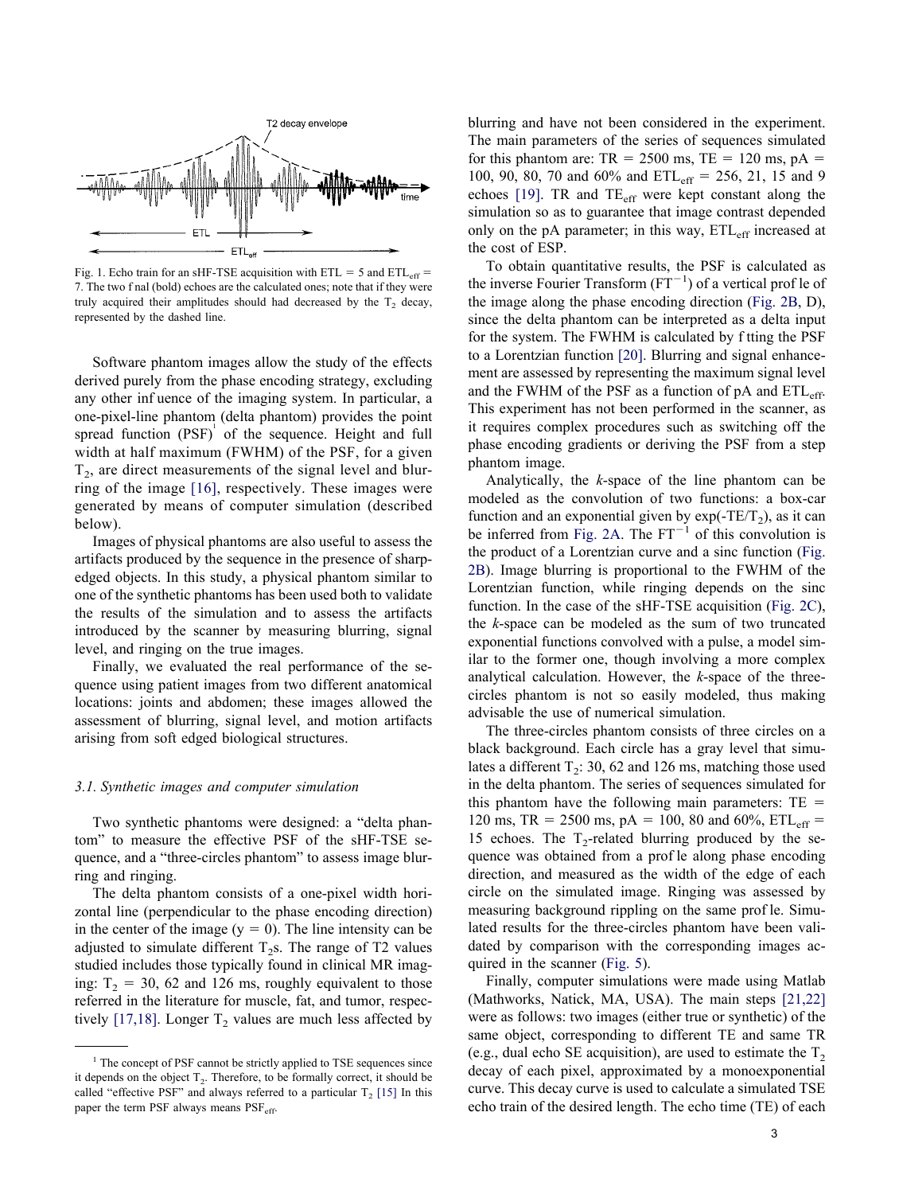Fig. 1. Echo train for an sHF-TSE acquisition with ETL = 5 and $ETL_{eff}$ = 7. The two final (bold) echoes are the calculated ones; note that if they were truly acquired their amplitudes should had decreased by the $T_2$ decay, represented by the dashed line.

Software phantom images allow the study of the effects derived purely from the phase encoding strategy, excluding any other influence of the imaging system. In particular, a one-pixel-line phantom (delta phantom) provides the point spread function (PSF)[1] of the sequence. Height and full width at half maximum (FWHM) of the PSF, for a given $T_2$, are direct measurements of the signal level and blurring of the image [16], respectively. These images were generated by means of computer simulation (described below).

Images of physical phantoms are also useful to assess the artifacts produced by the sequence in the presence of sharp-edged objects. In this study, a physical phantom similar to one of the synthetic phantoms has been used both to validate the results of the simulation and to assess the artifacts introduced by the scanner by measuring blurring, signal level, and ringing on the true images.

Finally, we evaluated the real performance of the sequence using patient images from two different anatomical locations: joints and abdomen; these images allowed the assessment of blurring, signal level, and motion artifacts arising from soft edged biological structures.

### *3.1. Synthetic images and computer simulation*

Two synthetic phantoms were designed: a "delta phantom" to measure the effective PSF of the sHF-TSE sequence, and a "three-circles phantom" to assess image blurring and ringing.

The delta phantom consists of a one-pixel width horizontal line (perpendicular to the phase encoding direction) in the center of the image (y = 0). The line intensity can be adjusted to simulate different $T_2$s. The range of T2 values studied includes those typically found in clinical MR imaging: $T_2$ = 30, 62 and 126 ms, roughly equivalent to those referred in the literature for muscle, fat, and tumor, respectively [17,18]. Longer $T_2$ values are much less affected by blurring and have not been considered in the experiment. The main parameters of the series of sequences simulated for this phantom are: TR = 2500 ms, TE = 120 ms, pA = 100, 90, 80, 70 and 60% and $ETL_{eff}$ = 256, 21, 15 and 9 echoes [19]. TR and $TE_{eff}$ were kept constant along the simulation so as to guarantee that image contrast depended only on the pA parameter; in this way, $ETL_{eff}$ increased at the cost of ESP.

To obtain quantitative results, the PSF is calculated as the inverse Fourier Transform ($FT^{-1}$) of a vertical profile of the image along the phase encoding direction (Fig. 2B, D), since the delta phantom can be interpreted as a delta input for the system. The FWHM is calculated by fitting the PSF to a Lorentzian function [20]. Blurring and signal enhancement are assessed by representing the maximum signal level and the FWHM of the PSF as a function of pA and $ETL_{eff}$. This experiment has not been performed in the scanner, as it requires complex procedures such as switching off the phase encoding gradients or deriving the PSF from a step phantom image.

Analytically, the *k*-space of the line phantom can be modeled as the convolution of two functions: a box-car function and an exponential given by exp(-TE/$T_2$), as it can be inferred from Fig. 2A. The $FT^{-1}$ of this convolution is the product of a Lorentzian curve and a sinc function (Fig. 2B). Image blurring is proportional to the FWHM of the Lorentzian function, while ringing depends on the sinc function. In the case of the sHF-TSE acquisition (Fig. 2C), the *k*-space can be modeled as the sum of two truncated exponential functions convolved with a pulse, a model similar to the former one, though involving a more complex analytical calculation. However, the *k*-space of the three-circles phantom is not so easily modeled, thus making advisable the use of numerical simulation.

The three-circles phantom consists of three circles on a black background. Each circle has a gray level that simulates a different $T_2$: 30, 62 and 126 ms, matching those used in the delta phantom. The series of sequences simulated for this phantom have the following main parameters: TE = 120 ms, TR = 2500 ms, pA = 100, 80 and 60%, $ETL_{eff}$ = 15 echoes. The $T_2$-related blurring produced by the sequence was obtained from a profile along phase encoding direction, and measured as the width of the edge of each circle on the simulated image. Ringing was assessed by measuring background rippling on the same profile. Simulated results for the three-circles phantom have been validated by comparison with the corresponding images acquired in the scanner (Fig. 5).

Finally, computer simulations were made using Matlab (Mathworks, Natick, MA, USA). The main steps [21,22] were as follows: two images (either true or synthetic) of the same object, corresponding to different TE and same TR (e.g., dual echo SE acquisition), are used to estimate the $T_2$ decay of each pixel, approximated by a monoexponential curve. This decay curve is used to calculate a simulated TSE echo train of the desired length. The echo time (TE) of each

[1] The concept of PSF cannot be strictly applied to TSE sequences since it depends on the object $T_2$. Therefore, to be formally correct, it should be called "effective PSF" and always referred to a particular $T_2$ [15] In this paper the term PSF always means $PSF_{eff}$.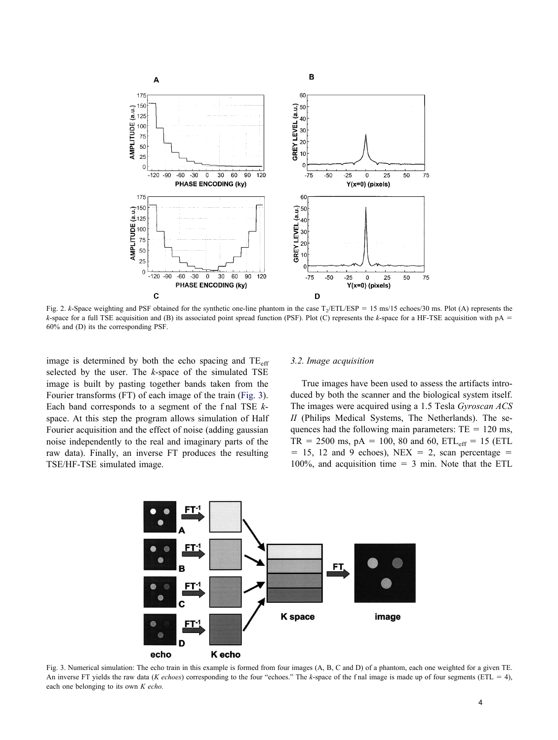Fig. 2. *k*-Space weighting and PSF obtained for the synthetic one-line phantom in the case $T_2$/ETL/ESP = 15 ms/15 echoes/30 ms. Plot (A) represents the *k*-space for a full TSE acquisition and (B) its associated point spread function (PSF). Plot (C) represents the *k*-space for a HF-TSE acquisition with pA = 60% and (D) its the corresponding PSF.

image is determined by both the echo spacing and $TE_{eff}$ selected by the user. The *k*-space of the simulated TSE image is built by pasting together bands taken from the Fourier transforms (FT) of each image of the train (Fig. 3). Each band corresponds to a segment of the final TSE *k*-space. At this step the program allows simulation of Half Fourier acquisition and the effect of noise (adding gaussian noise independently to the real and imaginary parts of the raw data). Finally, an inverse FT produces the resulting TSE/HF-TSE simulated image.

### 3.2. Image acquisition

True images have been used to assess the artifacts introduced by both the scanner and the biological system itself. The images were acquired using a 1.5 Tesla *Gyroscan ACS II* (Philips Medical Systems, The Netherlands). The sequences had the following main parameters: TE = 120 ms, TR = 2500 ms, pA = 100, 80 and 60, $ETL_{eff}$ = 15 (ETL = 15, 12 and 9 echoes), NEX = 2, scan percentage = 100%, and acquisition time = 3 min. Note that the ETL

Fig. 3. Numerical simulation: The echo train in this example is formed from four images (A, B, C and D) of a phantom, each one weighted for a given TE. An inverse FT yields the raw data (*K echoes*) corresponding to the four "echoes." The *k*-space of the final image is made up of four segments (ETL = 4), each one belonging to its own *K echo.*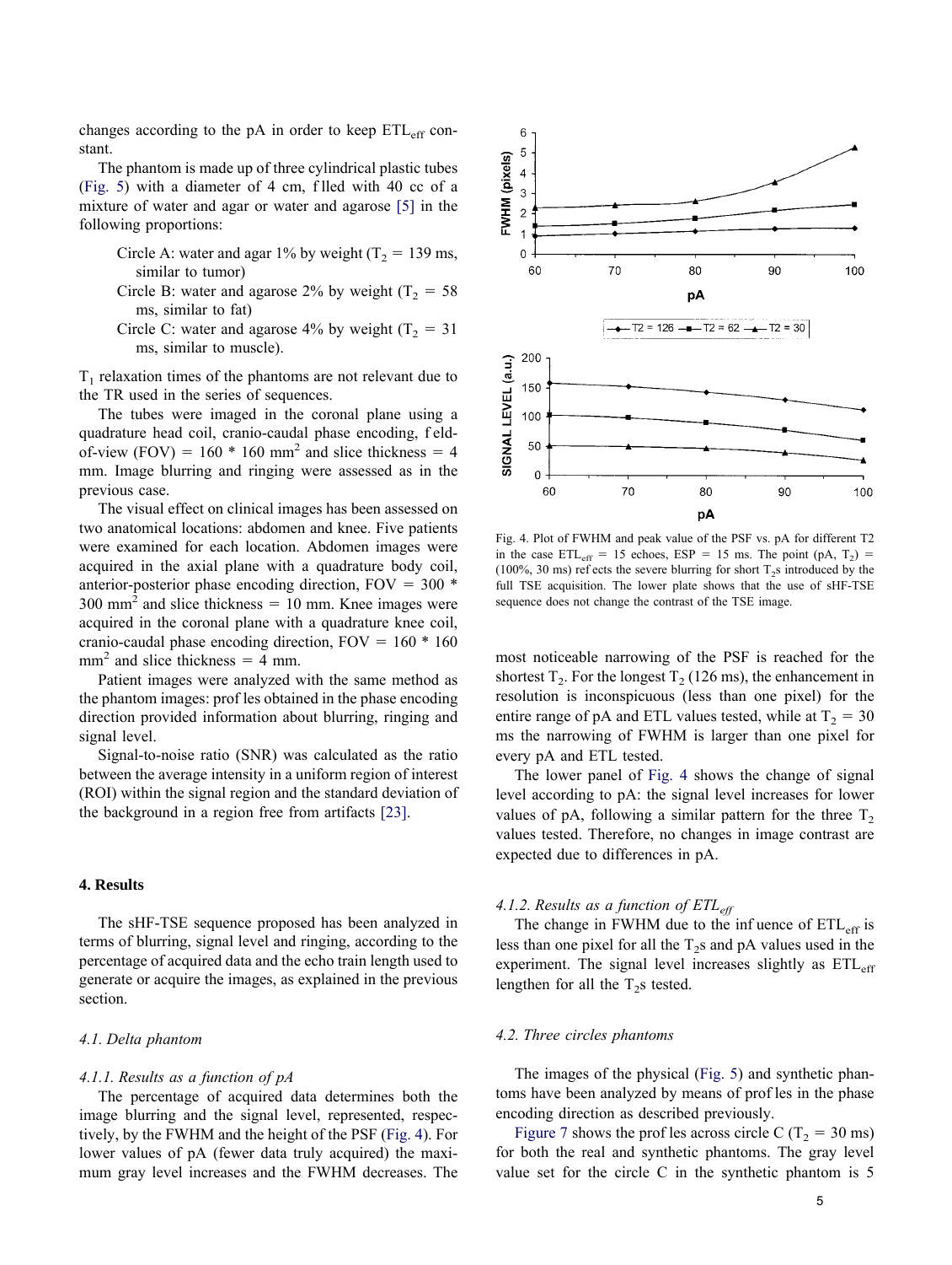changes according to the pA in order to keep $ETL_{eff}$ constant.

The phantom is made up of three cylindrical plastic tubes (Fig. 5) with a diameter of 4 cm, filled with 40 cc of a mixture of water and agar or water and agarose [5] in the following proportions:

Circle A: water and agar 1% by weight ($T_2$ = 139 ms, similar to tumor)
Circle B: water and agarose 2% by weight ($T_2$ = 58 ms, similar to fat)
Circle C: water and agarose 4% by weight ($T_2$ = 31 ms, similar to muscle).

$T_1$ relaxation times of the phantoms are not relevant due to the TR used in the series of sequences.

The tubes were imaged in the coronal plane using a quadrature head coil, cranio-caudal phase encoding, field-of-view (FOV) = 160 * 160 mm$^2$ and slice thickness = 4 mm. Image blurring and ringing were assessed as in the previous case.

The visual effect on clinical images has been assessed on two anatomical locations: abdomen and knee. Five patients were examined for each location. Abdomen images were acquired in the axial plane with a quadrature body coil, anterior-posterior phase encoding direction, FOV = 300 * 300 mm$^2$ and slice thickness = 10 mm. Knee images were acquired in the coronal plane with a quadrature knee coil, cranio-caudal phase encoding direction, FOV = 160 * 160 mm$^2$ and slice thickness = 4 mm.

Patient images were analyzed with the same method as the phantom images: profiles obtained in the phase encoding direction provided information about blurring, ringing and signal level.

Signal-to-noise ratio (SNR) was calculated as the ratio between the average intensity in a uniform region of interest (ROI) within the signal region and the standard deviation of the background in a region free from artifacts [23].

## 4. Results

The sHF-TSE sequence proposed has been analyzed in terms of blurring, signal level and ringing, according to the percentage of acquired data and the echo train length used to generate or acquire the images, as explained in the previous section.

### 4.1. Delta phantom

#### 4.1.1. Results as a function of pA

The percentage of acquired data determines both the image blurring and the signal level, represented, respectively, by the FWHM and the height of the PSF (Fig. 4). For lower values of pA (fewer data truly acquired) the maximum gray level increases and the FWHM decreases. The most noticeable narrowing of the PSF is reached for the shortest $T_2$. For the longest $T_2$ (126 ms), the enhancement in resolution is inconspicuous (less than one pixel) for the entire range of pA and ETL values tested, while at $T_2$ = 30 ms the narrowing of FWHM is larger than one pixel for every pA and ETL tested.

Fig. 4. Plot of FWHM and peak value of the PSF vs. pA for different T2 in the case $ETL_{eff}$ = 15 echoes, ESP = 15 ms. The point (pA, $T_2$) = (100%, 30 ms) reflects the severe blurring for short $T_2$s introduced by the full TSE acquisition. The lower plate shows that the use of sHF-TSE sequence does not change the contrast of the TSE image.

The lower panel of Fig. 4 shows the change of signal level according to pA: the signal level increases for lower values of pA, following a similar pattern for the three $T_2$ values tested. Therefore, no changes in image contrast are expected due to differences in pA.

#### 4.1.2. Results as a function of $ETL_{eff}$

The change in FWHM due to the influence of $ETL_{eff}$ is less than one pixel for all the $T_2$s and pA values used in the experiment. The signal level increases slightly as $ETL_{eff}$ lengthen for all the $T_2$s tested.

### 4.2. Three circles phantoms

The images of the physical (Fig. 5) and synthetic phantoms have been analyzed by means of profiles in the phase encoding direction as described previously.

Figure 7 shows the profiles across circle C ($T_2$ = 30 ms) for both the real and synthetic phantoms. The gray level value set for the circle C in the synthetic phantom is 5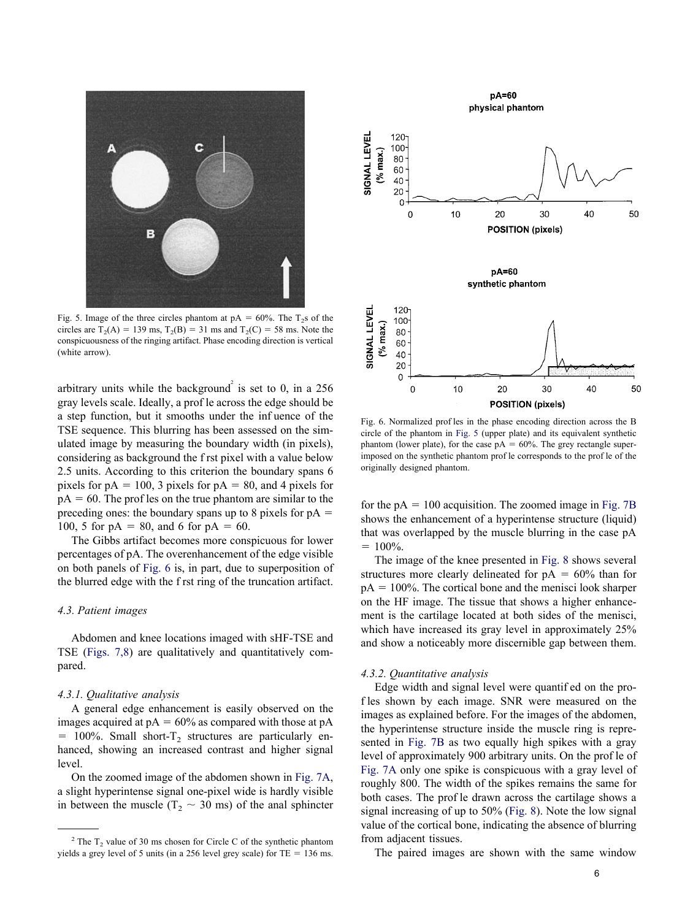Fig. 5. Image of the three circles phantom at pA = 60%. The $T_2$s of the circles are $T_2(A) = 139$ ms, $T_2(B) = 31$ ms and $T_2(C) = 58$ ms. Note the conspicuousness of the ringing artifact. Phase encoding direction is vertical (white arrow).

Fig. 6. Normalized profiles in the phase encoding direction across the B circle of the phantom in Fig. 5 (upper plate) and its equivalent synthetic phantom (lower plate), for the case pA = 60%. The grey rectangle superimposed on the synthetic phantom profile corresponds to the profile of the originally designed phantom.

arbitrary units while the background[2] is set to 0, in a 256 gray levels scale. Ideally, a profile across the edge should be a step function, but it smooths under the influence of the TSE sequence. This blurring has been assessed on the simulated image by measuring the boundary width (in pixels), considering as background the first pixel with a value below 2.5 units. According to this criterion the boundary spans 6 pixels for pA = 100, 3 pixels for pA = 80, and 4 pixels for pA = 60. The profiles on the true phantom are similar to the preceding ones: the boundary spans up to 8 pixels for pA = 100, 5 for pA = 80, and 6 for pA = 60.

The Gibbs artifact becomes more conspicuous for lower percentages of pA. The overenhancement of the edge visible on both panels of Fig. 6 is, in part, due to superposition of the blurred edge with the first ring of the truncation artifact.

### 4.3. Patient images

Abdomen and knee locations imaged with sHF-TSE and TSE (Figs. 7,8) are qualitatively and quantitatively compared.

#### 4.3.1. Qualitative analysis

A general edge enhancement is easily observed on the images acquired at pA = 60% as compared with those at pA = 100%. Small short-$T_2$ structures are particularly enhanced, showing an increased contrast and higher signal level.

On the zoomed image of the abdomen shown in Fig. 7A, a slight hyperintense signal one-pixel wide is hardly visible in between the muscle ($T_2 \sim 30$ ms) of the anal sphincter for the pA = 100 acquisition. The zoomed image in Fig. 7B shows the enhancement of a hyperintense structure (liquid) that was overlapped by the muscle blurring in the case pA = 100%.

The image of the knee presented in Fig. 8 shows several structures more clearly delineated for pA = 60% than for pA = 100%. The cortical bone and the menisci look sharper on the HF image. The tissue that shows a higher enhancement is the cartilage located at both sides of the menisci, which have increased its gray level in approximately 25% and show a noticeably more discernible gap between them.

#### 4.3.2. Quantitative analysis

Edge width and signal level were quantified on the profiles shown by each image. SNR were measured on the images as explained before. For the images of the abdomen, the hyperintense structure inside the muscle ring is represented in Fig. 7B as two equally high spikes with a gray level of approximately 900 arbitrary units. On the profile of Fig. 7A only one spike is conspicuous with a gray level of roughly 800. The width of the spikes remains the same for both cases. The profile drawn across the cartilage shows a signal increasing of up to 50% (Fig. 8). Note the low signal value of the cortical bone, indicating the absence of blurring from adjacent tissues.

The paired images are shown with the same window

[2] The $T_2$ value of 30 ms chosen for Circle C of the synthetic phantom yields a grey level of 5 units (in a 256 level grey scale) for TE = 136 ms.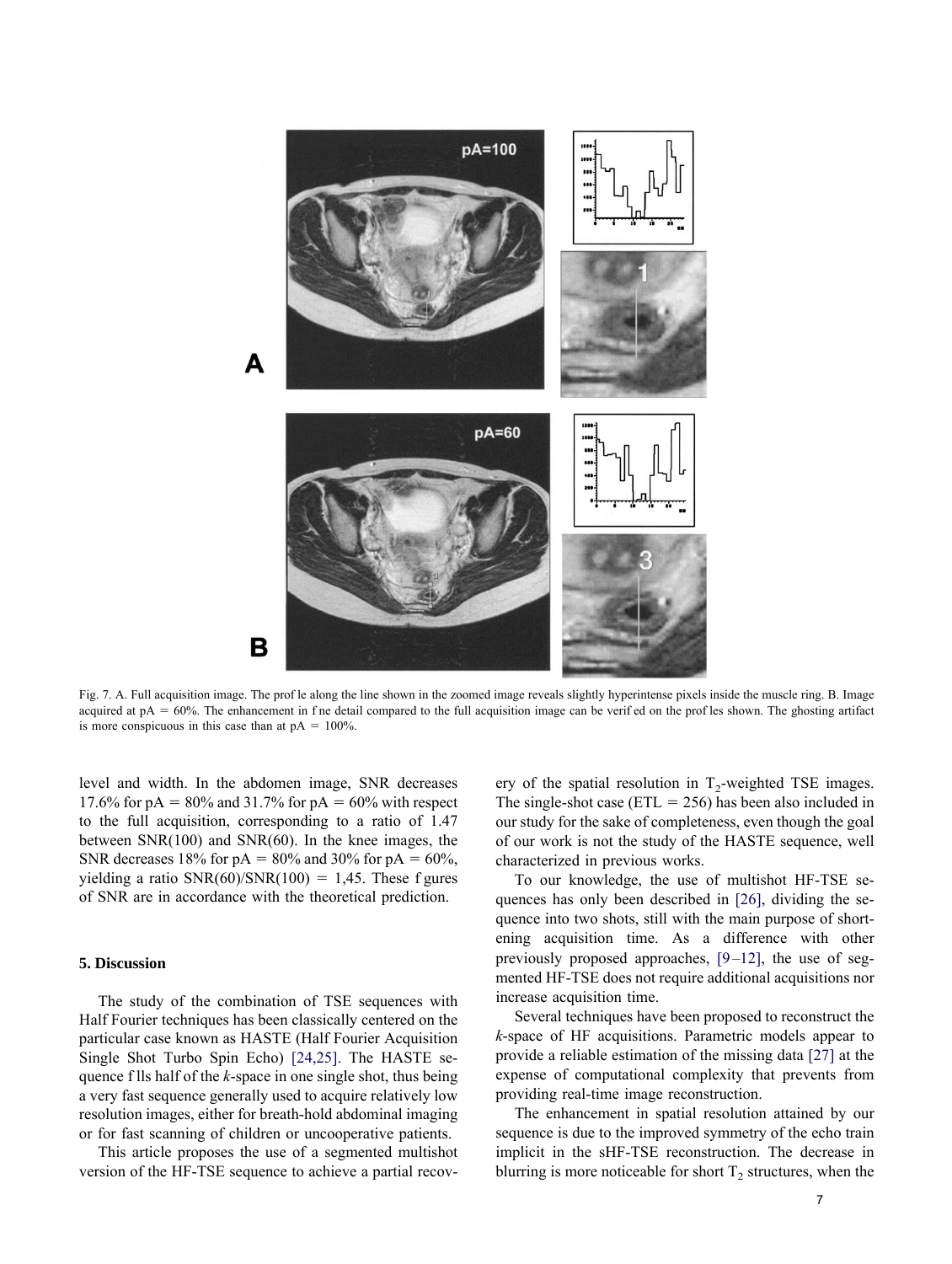Fig. 7. A. Full acquisition image. The profle along the line shown in the zoomed image reveals slightly hyperintense pixels inside the muscle ring. B. Image acquired at pA = 60%. The enhancement in fne detail compared to the full acquisition image can be verifed on the profles shown. The ghosting artifact is more conspicuous in this case than at pA = 100%.

level and width. In the abdomen image, SNR decreases 17.6% for pA = 80% and 31.7% for pA = 60% with respect to the full acquisition, corresponding to a ratio of 1.47 between SNR(100) and SNR(60). In the knee images, the SNR decreases 18% for pA = 80% and 30% for pA = 60%, yielding a ratio SNR(60)/SNR(100) = 1,45. These fgures of SNR are in accordance with the theoretical prediction.

## 5. Discussion

The study of the combination of TSE sequences with Half Fourier techniques has been classically centered on the particular case known as HASTE (Half Fourier Acquisition Single Shot Turbo Spin Echo) [24,25]. The HASTE sequence flls half of the *k*-space in one single shot, thus being a very fast sequence generally used to acquire relatively low resolution images, either for breath-hold abdominal imaging or for fast scanning of children or uncooperative patients.

This article proposes the use of a segmented multishot version of the HF-TSE sequence to achieve a partial recovery of the spatial resolution in $T_2$-weighted TSE images. The single-shot case (ETL = 256) has been also included in our study for the sake of completeness, even though the goal of our work is not the study of the HASTE sequence, well characterized in previous works.

To our knowledge, the use of multishot HF-TSE sequences has only been described in [26], dividing the sequence into two shots, still with the main purpose of shortening acquisition time. As a difference with other previously proposed approaches, [9–12], the use of segmented HF-TSE does not require additional acquisitions nor increase acquisition time.

Several techniques have been proposed to reconstruct the *k*-space of HF acquisitions. Parametric models appear to provide a reliable estimation of the missing data [27] at the expense of computational complexity that prevents from providing real-time image reconstruction.

The enhancement in spatial resolution attained by our sequence is due to the improved symmetry of the echo train implicit in the sHF-TSE reconstruction. The decrease in blurring is more noticeable for short $T_2$ structures, when the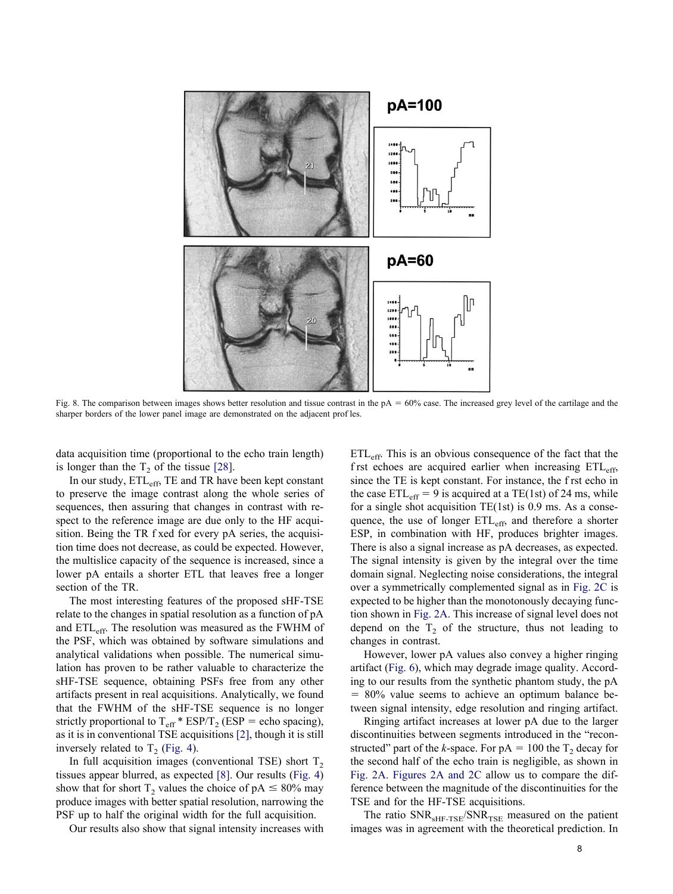Fig. 8. The comparison between images shows better resolution and tissue contrast in the pA = 60% case. The increased grey level of the cartilage and the sharper borders of the lower panel image are demonstrated on the adjacent profiles.

data acquisition time (proportional to the echo train length) is longer than the $T_2$ of the tissue [28].

In our study, $ETL_{eff}$, TE and TR have been kept constant to preserve the image contrast along the whole series of sequences, then assuring that changes in contrast with respect to the reference image are due only to the HF acquisition. Being the TR fixed for every pA series, the acquisition time does not decrease, as could be expected. However, the multislice capacity of the sequence is increased, since a lower pA entails a shorter ETL that leaves free a longer section of the TR.

The most interesting features of the proposed sHF-TSE relate to the changes in spatial resolution as a function of pA and $ETL_{eff}$. The resolution was measured as the FWHM of the PSF, which was obtained by software simulations and analytical validations when possible. The numerical simulation has proven to be rather valuable to characterize the sHF-TSE sequence, obtaining PSFs free from any other artifacts present in real acquisitions. Analytically, we found that the FWHM of the sHF-TSE sequence is no longer strictly proportional to $T_{eff} * ESP/T_2$ (ESP = echo spacing), as it is in conventional TSE acquisitions [2], though it is still inversely related to $T_2$ (Fig. 4).

In full acquisition images (conventional TSE) short $T_2$ tissues appear blurred, as expected [8]. Our results (Fig. 4) show that for short $T_2$ values the choice of pA $\leq$ 80% may produce images with better spatial resolution, narrowing the PSF up to half the original width for the full acquisition.

Our results also show that signal intensity increases with $ETL_{eff}$. This is an obvious consequence of the fact that the first echoes are acquired earlier when increasing $ETL_{eff}$, since the TE is kept constant. For instance, the first echo in the case $ETL_{eff} = 9$ is acquired at a TE(1st) of 24 ms, while for a single shot acquisition TE(1st) is 0.9 ms. As a consequence, the use of longer $ETL_{eff}$, and therefore a shorter ESP, in combination with HF, produces brighter images. There is also a signal increase as pA decreases, as expected. The signal intensity is given by the integral over the time domain signal. Neglecting noise considerations, the integral over a symmetrically complemented signal as in Fig. 2C is expected to be higher than the monotonously decaying function shown in Fig. 2A. This increase of signal level does not depend on the $T_2$ of the structure, thus not leading to changes in contrast.

However, lower pA values also convey a higher ringing artifact (Fig. 6), which may degrade image quality. According to our results from the synthetic phantom study, the pA = 80% value seems to achieve an optimum balance between signal intensity, edge resolution and ringing artifact.

Ringing artifact increases at lower pA due to the larger discontinuities between segments introduced in the "reconstructed" part of the *k*-space. For pA = 100 the $T_2$ decay for the second half of the echo train is negligible, as shown in Fig. 2A. Figures 2A and 2C allow us to compare the difference between the magnitude of the discontinuities for the TSE and for the HF-TSE acquisitions.

The ratio $SNR_{sHF\text{-}TSE}/SNR_{TSE}$ measured on the patient images was in agreement with the theoretical prediction. In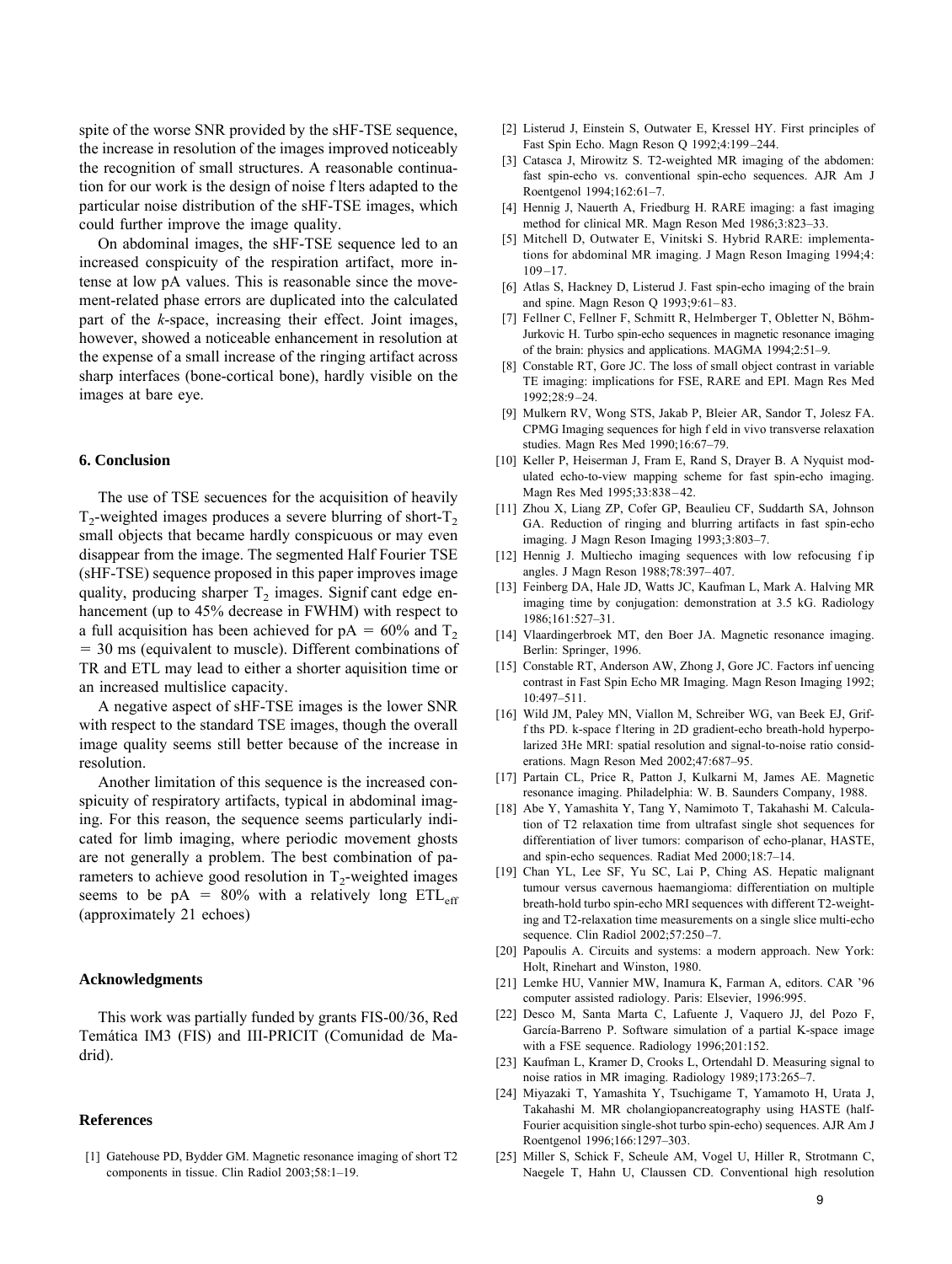spite of the worse SNR provided by the sHF-TSE sequence, the increase in resolution of the images improved noticeably the recognition of small structures. A reasonable continuation for our work is the design of noise f lters adapted to the particular noise distribution of the sHF-TSE images, which could further improve the image quality.

On abdominal images, the sHF-TSE sequence led to an increased conspicuity of the respiration artifact, more intense at low pA values. This is reasonable since the movement-related phase errors are duplicated into the calculated part of the *k*-space, increasing their effect. Joint images, however, showed a noticeable enhancement in resolution at the expense of a small increase of the ringing artifact across sharp interfaces (bone-cortical bone), hardly visible on the images at bare eye.

## 6. Conclusion

The use of TSE secuences for the acquisition of heavily $T_2$-weighted images produces a severe blurring of short-$T_2$ small objects that became hardly conspicuous or may even disappear from the image. The segmented Half Fourier TSE (sHF-TSE) sequence proposed in this paper improves image quality, producing sharper $T_2$ images. Signif cant edge enhancement (up to 45% decrease in FWHM) with respect to a full acquisition has been achieved for pA = 60% and $T_2$ = 30 ms (equivalent to muscle). Different combinations of TR and ETL may lead to either a shorter aquisition time or an increased multislice capacity.

A negative aspect of sHF-TSE images is the lower SNR with respect to the standard TSE images, though the overall image quality seems still better because of the increase in resolution.

Another limitation of this sequence is the increased conspicuity of respiratory artifacts, typical in abdominal imaging. For this reason, the sequence seems particularly indicated for limb imaging, where periodic movement ghosts are not generally a problem. The best combination of parameters to achieve good resolution in $T_2$-weighted images seems to be pA = 80% with a relatively long $ETL_{eff}$ (approximately 21 echoes)

## Acknowledgments

This work was partially funded by grants FIS-00/36, Red Temática IM3 (FIS) and III-PRICIT (Comunidad de Madrid).

## References

[1] Gatehouse PD, Bydder GM. Magnetic resonance imaging of short T2 components in tissue. Clin Radiol 2003;58:1–19.

[2] Listerud J, Einstein S, Outwater E, Kressel HY. First principles of Fast Spin Echo. Magn Reson Q 1992;4:199–244.

[3] Catasca J, Mirowitz S. T2-weighted MR imaging of the abdomen: fast spin-echo vs. conventional spin-echo sequences. AJR Am J Roentgenol 1994;162:61–7.

[4] Hennig J, Nauerth A, Friedburg H. RARE imaging: a fast imaging method for clinical MR. Magn Reson Med 1986;3:823–33.

[5] Mitchell D, Outwater E, Vinitski S. Hybrid RARE: implementations for abdominal MR imaging. J Magn Reson Imaging 1994;4:109–17.

[6] Atlas S, Hackney D, Listerud J. Fast spin-echo imaging of the brain and spine. Magn Reson Q 1993;9:61–83.

[7] Fellner C, Fellner F, Schmitt R, Helmberger T, Obletter N, Böhm-Jurkovic H. Turbo spin-echo sequences in magnetic resonance imaging of the brain: physics and applications. MAGMA 1994;2:51–9.

[8] Constable RT, Gore JC. The loss of small object contrast in variable TE imaging: implications for FSE, RARE and EPI. Magn Res Med 1992;28:9–24.

[9] Mulkern RV, Wong STS, Jakab P, Bleier AR, Sandor T, Jolesz FA. CPMG Imaging sequences for high f eld in vivo transverse relaxation studies. Magn Res Med 1990;16:67–79.

[10] Keller P, Heiserman J, Fram E, Rand S, Drayer B. A Nyquist modulated echo-to-view mapping scheme for fast spin-echo imaging. Magn Res Med 1995;33:838–42.

[11] Zhou X, Liang ZP, Cofer GP, Beaulieu CF, Suddarth SA, Johnson GA. Reduction of ringing and blurring artifacts in fast spin-echo imaging. J Magn Reson Imaging 1993;3:803–7.

[12] Hennig J. Multiecho imaging sequences with low refocusing f ip angles. J Magn Reson 1988;78:397–407.

[13] Feinberg DA, Hale JD, Watts JC, Kaufman L, Mark A. Halving MR imaging time by conjugation: demonstration at 3.5 kG. Radiology 1986;161:527–31.

[14] Vlaardingerbroek MT, den Boer JA. Magnetic resonance imaging. Berlin: Springer, 1996.

[15] Constable RT, Anderson AW, Zhong J, Gore JC. Factors inf uencing contrast in Fast Spin Echo MR Imaging. Magn Reson Imaging 1992;10:497–511.

[16] Wild JM, Paley MN, Viallon M, Schreiber WG, van Beek EJ, Griff ths PD. k-space f ltering in 2D gradient-echo breath-hold hyperpolarized 3He MRI: spatial resolution and signal-to-noise ratio considerations. Magn Reson Med 2002;47:687–95.

[17] Partain CL, Price R, Patton J, Kulkarni M, James AE. Magnetic resonance imaging. Philadelphia: W. B. Saunders Company, 1988.

[18] Abe Y, Yamashita Y, Tang Y, Namimoto T, Takahashi M. Calculation of T2 relaxation time from ultrafast single shot sequences for differentiation of liver tumors: comparison of echo-planar, HASTE, and spin-echo sequences. Radiat Med 2000;18:7–14.

[19] Chan YL, Lee SF, Yu SC, Lai P, Ching AS. Hepatic malignant tumour versus cavernous haemangioma: differentiation on multiple breath-hold turbo spin-echo MRI sequences with different T2-weighting and T2-relaxation time measurements on a single slice multi-echo sequence. Clin Radiol 2002;57:250–7.

[20] Papoulis A. Circuits and systems: a modern approach. New York: Holt, Rinehart and Winston, 1980.

[21] Lemke HU, Vannier MW, Inamura K, Farman A, editors. CAR '96 computer assisted radiology. Paris: Elsevier, 1996:995.

[22] Desco M, Santa Marta C, Lafuente J, Vaquero JJ, del Pozo F, García-Barreno P. Software simulation of a partial K-space image with a FSE sequence. Radiology 1996;201:152.

[23] Kaufman L, Kramer D, Crooks L, Ortendahl D. Measuring signal to noise ratios in MR imaging. Radiology 1989;173:265–7.

[24] Miyazaki T, Yamashita Y, Tsuchigame T, Yamamoto H, Urata J, Takahashi M. MR cholangiopancreatography using HASTE (half-Fourier acquisition single-shot turbo spin-echo) sequences. AJR Am J Roentgenol 1996;166:1297–303.

[25] Miller S, Schick F, Scheule AM, Vogel U, Hiller R, Strotmann C, Naegele T, Hahn U, Claussen CD. Conventional high resolution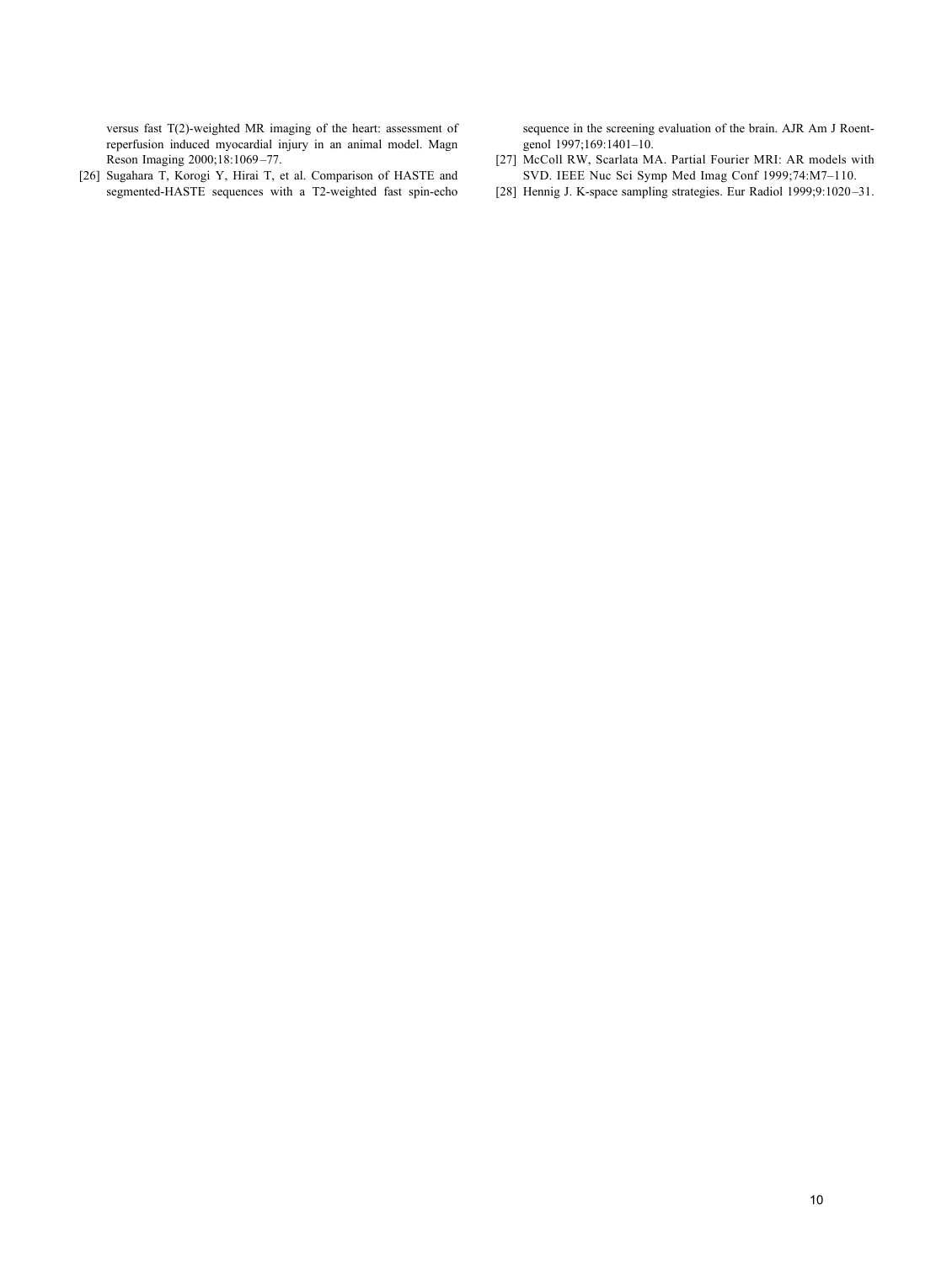versus fast T(2)-weighted MR imaging of the heart: assessment of reperfusion induced myocardial injury in an animal model. Magn Reson Imaging 2000;18:1069–77.

[26] Sugahara T, Korogi Y, Hirai T, et al. Comparison of HASTE and segmented-HASTE sequences with a T2-weighted fast spin-echo sequence in the screening evaluation of the brain. AJR Am J Roentgenol 1997;169:1401–10.

[27] McColl RW, Scarlata MA. Partial Fourier MRI: AR models with SVD. IEEE Nuc Sci Symp Med Imag Conf 1999;74:M7–110.

[28] Hennig J. K-space sampling strategies. Eur Radiol 1999;9:1020–31.